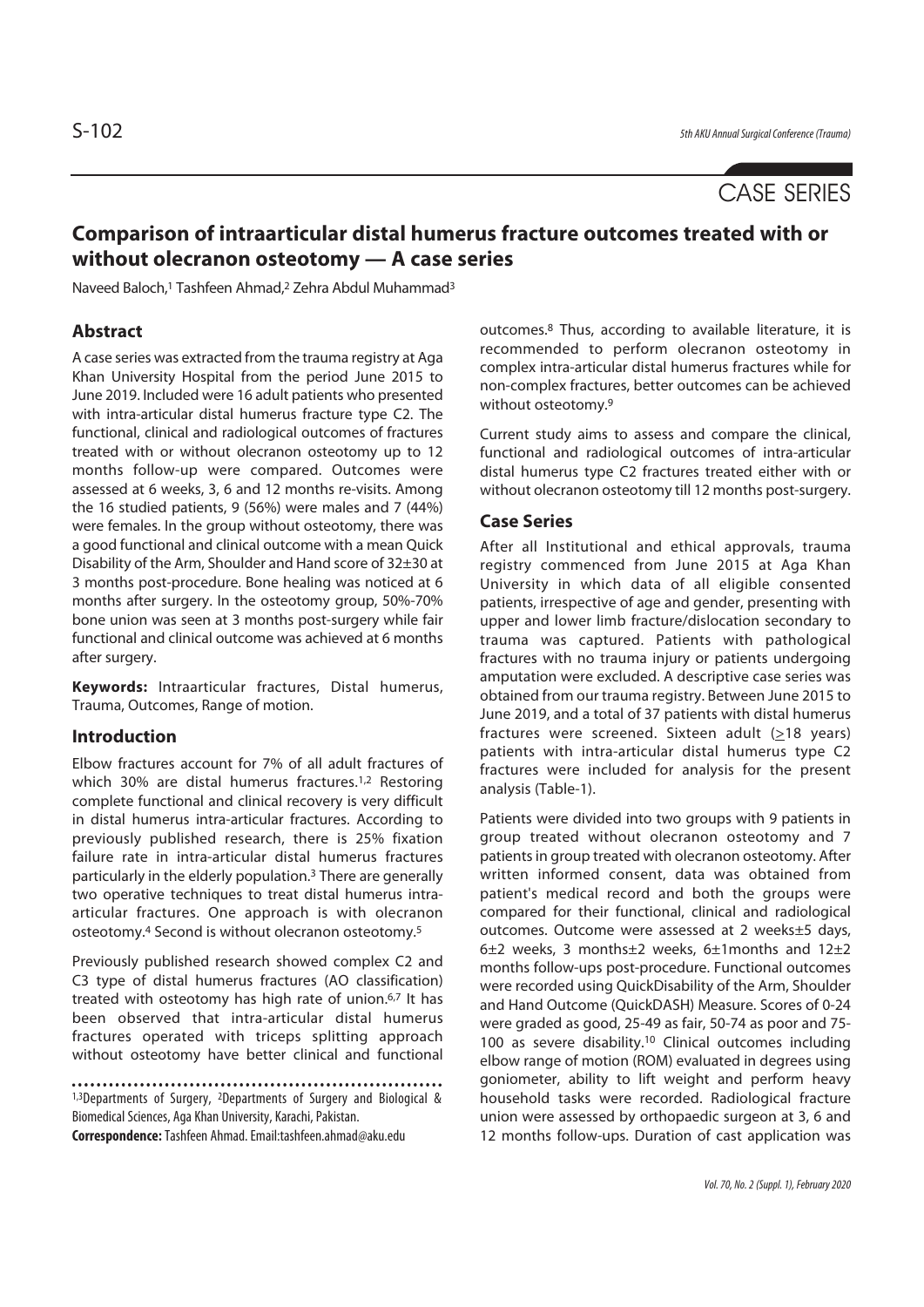CASE SERIES

# Comparison of intraarticular distal humerus fracture outcomes treated with or without olecranon osteotomy — A case series

Naveed Baloch,[1] Tashfeen Ahmad,[2] Zehra Abdul Muhammad[3]

## Abstract

A case series was extracted from the trauma registry at Aga Khan University Hospital from the period June 2015 to June 2019. Included were 16 adult patients who presented with intra-articular distal humerus fracture type C2. The functional, clinical and radiological outcomes of fractures treated with or without olecranon osteotomy up to 12 months follow-up were compared. Outcomes were assessed at 6 weeks, 3, 6 and 12 months re-visits. Among the 16 studied patients, 9 (56%) were males and 7 (44%) were females. In the group without osteotomy, there was a good functional and clinical outcome with a mean Quick Disability of the Arm, Shoulder and Hand score of 32±30 at 3 months post-procedure. Bone healing was noticed at 6 months after surgery. In the osteotomy group, 50%-70% bone union was seen at 3 months post-surgery while fair functional and clinical outcome was achieved at 6 months after surgery.

**Keywords:** Intraarticular fractures, Distal humerus, Trauma, Outcomes, Range of motion.

## Introduction

Elbow fractures account for 7% of all adult fractures of which 30% are distal humerus fractures.[1,2] Restoring complete functional and clinical recovery is very difficult in distal humerus intra-articular fractures. According to previously published research, there is 25% fixation failure rate in intra-articular distal humerus fractures particularly in the elderly population.[3] There are generally two operative techniques to treat distal humerus intra-articular fractures. One approach is with olecranon osteotomy.[4] Second is without olecranon osteotomy.[5]

Previously published research showed complex C2 and C3 type of distal humerus fractures (AO classification) treated with osteotomy has high rate of union.[6,7] It has been observed that intra-articular distal humerus fractures operated with triceps splitting approach without osteotomy have better clinical and functional outcomes.[8] Thus, according to available literature, it is recommended to perform olecranon osteotomy in complex intra-articular distal humerus fractures while for non-complex fractures, better outcomes can be achieved without osteotomy.[9]

Current study aims to assess and compare the clinical, functional and radiological outcomes of intra-articular distal humerus type C2 fractures treated either with or without olecranon osteotomy till 12 months post-surgery.

## Case Series

After all Institutional and ethical approvals, trauma registry commenced from June 2015 at Aga Khan University in which data of all eligible consented patients, irrespective of age and gender, presenting with upper and lower limb fracture/dislocation secondary to trauma was captured. Patients with pathological fractures with no trauma injury or patients undergoing amputation were excluded. A descriptive case series was obtained from our trauma registry. Between June 2015 to June 2019, and a total of 37 patients with distal humerus fractures were screened. Sixteen adult ($\geq$18 years) patients with intra-articular distal humerus type C2 fractures were included for analysis for the present analysis (Table-1).

Patients were divided into two groups with 9 patients in group treated without olecranon osteotomy and 7 patients in group treated with olecranon osteotomy. After written informed consent, data was obtained from patient's medical record and both the groups were compared for their functional, clinical and radiological outcomes. Outcome were assessed at 2 weeks±5 days, 6±2 weeks, 3 months±2 weeks, 6±1months and 12±2 months follow-ups post-procedure. Functional outcomes were recorded using QuickDisability of the Arm, Shoulder and Hand Outcome (QuickDASH) Measure. Scores of 0-24 were graded as good, 25-49 as fair, 50-74 as poor and 75-100 as severe disability.[10] Clinical outcomes including elbow range of motion (ROM) evaluated in degrees using goniometer, ability to lift weight and perform heavy household tasks were recorded. Radiological fracture union were assessed by orthopaedic surgeon at 3, 6 and 12 months follow-ups. Duration of cast application was

[1,3]Departments of Surgery, [2]Departments of Surgery and Biological & Biomedical Sciences, Aga Khan University, Karachi, Pakistan.

**Correspondence:** Tashfeen Ahmad. Email:tashfeen.ahmad@aku.edu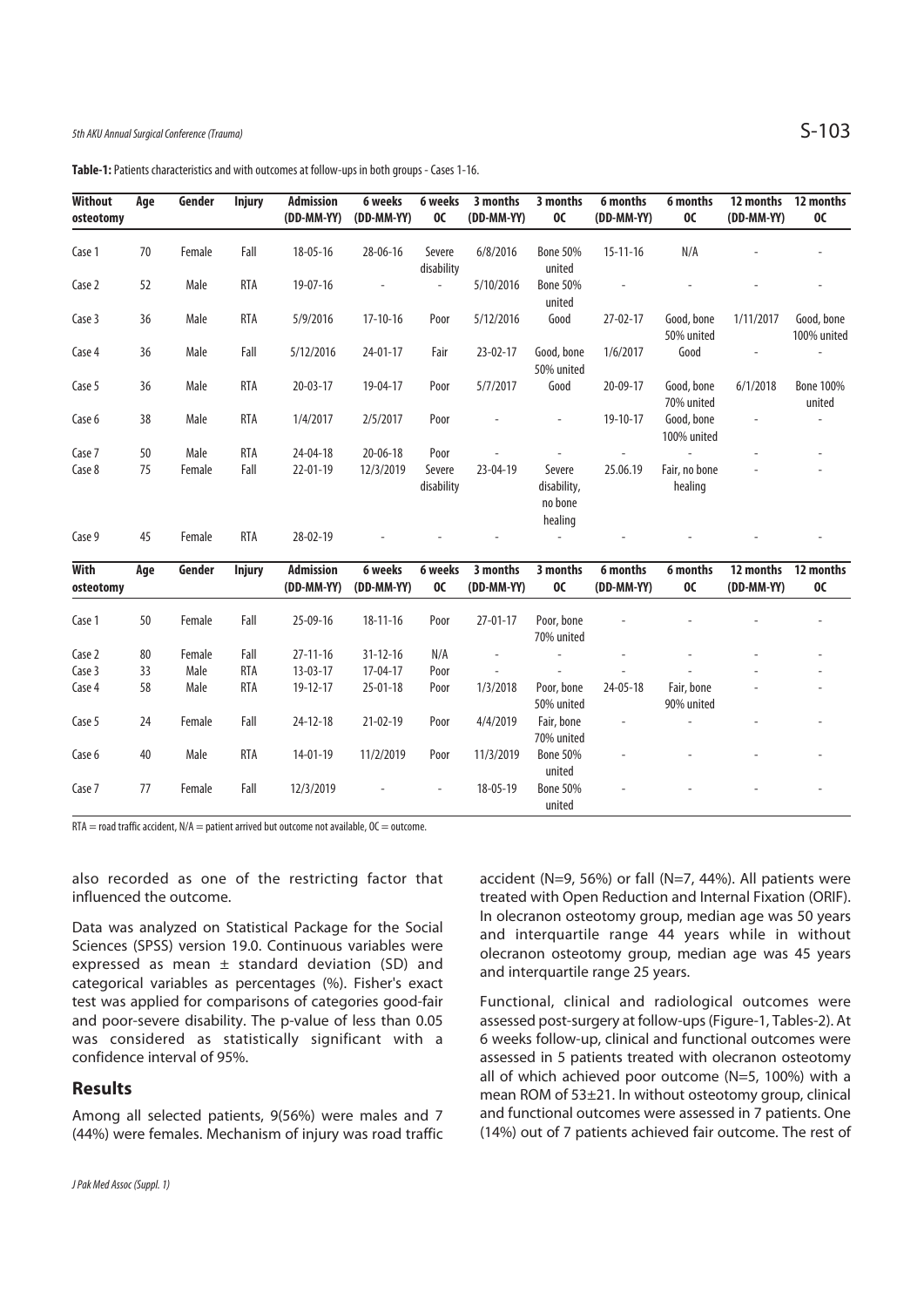**Table-1:** Patients characteristics and with outcomes at follow-ups in both groups - Cases 1-16.

| Without osteotomy | Age | Gender | Injury | Admission (DD-MM-YY) | 6 weeks (DD-MM-YY) | 6 weeks OC | 3 months (DD-MM-YY) | 3 months OC | 6 months (DD-MM-YY) | 6 months OC | 12 months (DD-MM-YY) | 12 months OC |
|---|---|---|---|---|---|---|---|---|---|---|---|---|
| Case 1 | 70 | Female | Fall | 18-05-16 | 28-06-16 | Severe disability | 6/8/2016 | Bone 50% united | 15-11-16 | N/A | - | - |
| Case 2 | 52 | Male | RTA | 19-07-16 | - | - | 5/10/2016 | Bone 50% united | - | - | - | - |
| Case 3 | 36 | Male | RTA | 5/9/2016 | 17-10-16 | Poor | 5/12/2016 | Good | 27-02-17 | Good, bone 50% united | 1/11/2017 | Good, bone 100% united |
| Case 4 | 36 | Male | Fall | 5/12/2016 | 24-01-17 | Fair | 23-02-17 | Good, bone 50% united | 1/6/2017 | Good | - | - |
| Case 5 | 36 | Male | RTA | 20-03-17 | 19-04-17 | Poor | 5/7/2017 | Good | 20-09-17 | Good, bone 70% united | 6/1/2018 | Bone 100% united |
| Case 6 | 38 | Male | RTA | 1/4/2017 | 2/5/2017 | Poor | - | - | 19-10-17 | Good, bone 100% united | - | - |
| Case 7 | 50 | Male | RTA | 24-04-18 | 20-06-18 | Poor | - | - | - | - | - | - |
| Case 8 | 75 | Female | Fall | 22-01-19 | 12/3/2019 | Severe disability | 23-04-19 | Severe disability, no bone healing | 25.06.19 | Fair, no bone healing | - | - |
| Case 9 | 45 | Female | RTA | 28-02-19 | - | - | - | - | - | - | - | - |
| **With osteotomy** | **Age** | **Gender** | **Injury** | **Admission (DD-MM-YY)** | **6 weeks (DD-MM-YY)** | **6 weeks OC** | **3 months (DD-MM-YY)** | **3 months OC** | **6 months (DD-MM-YY)** | **6 months OC** | **12 months (DD-MM-YY)** | **12 months OC** |
| Case 1 | 50 | Female | Fall | 25-09-16 | 18-11-16 | Poor | 27-01-17 | Poor, bone 70% united | - | - | - | - |
| Case 2 | 80 | Female | Fall | 27-11-16 | 31-12-16 | N/A | - | - | - | - | - | - |
| Case 3 | 33 | Male | RTA | 13-03-17 | 17-04-17 | Poor | - | - | - | - | - | - |
| Case 4 | 58 | Male | RTA | 19-12-17 | 25-01-18 | Poor | 1/3/2018 | Poor, bone 50% united | 24-05-18 | Fair, bone 90% united | - | - |
| Case 5 | 24 | Female | Fall | 24-12-18 | 21-02-19 | Poor | 4/4/2019 | Fair, bone 70% united | - | - | - | - |
| Case 6 | 40 | Male | RTA | 14-01-19 | 11/2/2019 | Poor | 11/3/2019 | Bone 50% united | - | - | - | - |
| Case 7 | 77 | Female | Fall | 12/3/2019 | - | - | 18-05-19 | Bone 50% united | - | - | - | - |

RTA = road traffic accident, N/A = patient arrived but outcome not available, OC = outcome.

also recorded as one of the restricting factor that influenced the outcome.

Data was analyzed on Statistical Package for the Social Sciences (SPSS) version 19.0. Continuous variables were expressed as mean ± standard deviation (SD) and categorical variables as percentages (%). Fisher's exact test was applied for comparisons of categories good-fair and poor-severe disability. The p-value of less than 0.05 was considered as statistically significant with a confidence interval of 95%.

## Results

Among all selected patients, 9(56%) were males and 7 (44%) were females. Mechanism of injury was road traffic accident (N=9, 56%) or fall (N=7, 44%). All patients were treated with Open Reduction and Internal Fixation (ORIF). In olecranon osteotomy group, median age was 50 years and interquartile range 44 years while in without olecranon osteotomy group, median age was 45 years and interquartile range 25 years.

Functional, clinical and radiological outcomes were assessed post-surgery at follow-ups (Figure-1, Tables-2). At 6 weeks follow-up, clinical and functional outcomes were assessed in 5 patients treated with olecranon osteotomy all of which achieved poor outcome (N=5, 100%) with a mean ROM of 53±21. In without osteotomy group, clinical and functional outcomes were assessed in 7 patients. One (14%) out of 7 patients achieved fair outcome. The rest of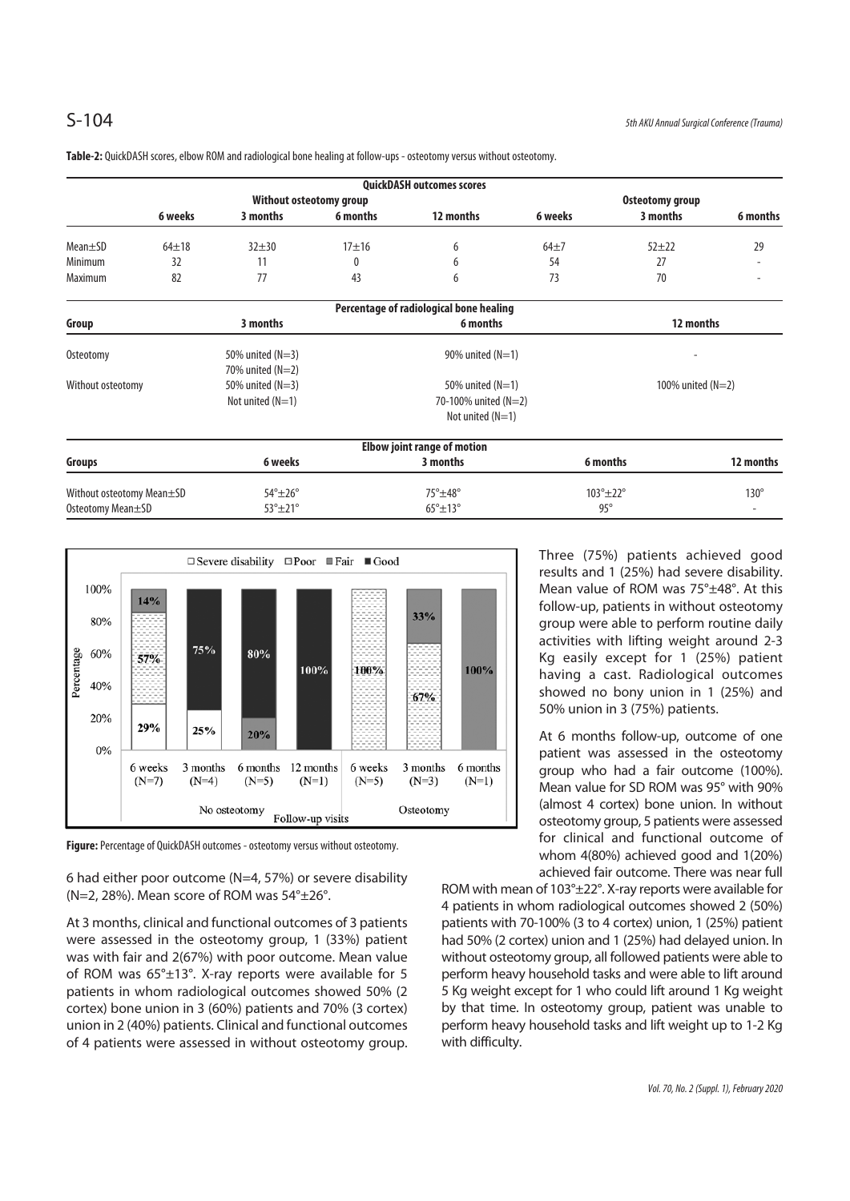**Table-2:** QuickDASH scores, elbow ROM and radiological bone healing at follow-ups - osteotomy versus without osteotomy.

| QuickDASH outcomes scores | | | | | | | |
|---|---|---|---|---|---|---|---|
| | Without osteotomy group | | | | Osteotomy group | | |
| | 6 weeks | 3 months | 6 months | 12 months | 6 weeks | 3 months | 6 months |
| Mean±SD | 64±18 | 32±30 | 17±16 | 6 | 64±7 | 52±22 | 29 |
| Minimum | 32 | 11 | 0 | 6 | 54 | 27 | - |
| Maximum | 82 | 77 | 43 | 6 | 73 | 70 | - |

| Percentage of radiological bone healing | | | |
|---|---|---|---|
| Group | 3 months | 6 months | 12 months |
| Osteotomy | 50% united (N=3)<br>70% united (N=2) | 90% united (N=1) | - |
| Without osteotomy | 50% united (N=3)<br>Not united (N=1) | 50% united (N=1)<br>70-100% united (N=2)<br>Not united (N=1) | 100% united (N=2) |

| Elbow joint range of motion | | | | |
|---|---|---|---|---|
| Groups | 6 weeks | 3 months | 6 months | 12 months |
| Without osteotomy Mean±SD | 54°±26° | 75°±48° | 103°±22° | 130° |
| Osteotomy Mean±SD | 53°±21° | 65°±13° | 95° | - |

**Figure:** Percentage of QuickDASH outcomes - osteotomy versus without osteotomy.

6 had either poor outcome (N=4, 57%) or severe disability (N=2, 28%). Mean score of ROM was 54°±26°.

At 3 months, clinical and functional outcomes of 3 patients were assessed in the osteotomy group, 1 (33%) patient was with fair and 2(67%) with poor outcome. Mean value of ROM was 65°±13°. X-ray reports were available for 5 patients in whom radiological outcomes showed 50% (2 cortex) bone union in 3 (60%) patients and 70% (3 cortex) union in 2 (40%) patients. Clinical and functional outcomes of 4 patients were assessed in without osteotomy group. Three (75%) patients achieved good results and 1 (25%) had severe disability. Mean value of ROM was 75°±48°. At this follow-up, patients in without osteotomy group were able to perform routine daily activities with lifting weight around 2-3 Kg easily except for 1 (25%) patient having a cast. Radiological outcomes showed no bony union in 1 (25%) and 50% union in 3 (75%) patients.

At 6 months follow-up, outcome of one patient was assessed in the osteotomy group who had a fair outcome (100%). Mean value for SD ROM was 95° with 90% (almost 4 cortex) bone union. In without osteotomy group, 5 patients were assessed for clinical and functional outcome of whom 4(80%) achieved good and 1(20%) achieved fair outcome. There was near full ROM with mean of 103°±22°. X-ray reports were available for 4 patients in whom radiological outcomes showed 2 (50%) patients with 70-100% (3 to 4 cortex) union, 1 (25%) patient had 50% (2 cortex) union and 1 (25%) had delayed union. In without osteotomy group, all followed patients were able to perform heavy household tasks and were able to lift around 5 Kg weight except for 1 who could lift around 1 Kg weight by that time. In osteotomy group, patient was unable to perform heavy household tasks and lift weight up to 1-2 Kg with difficulty.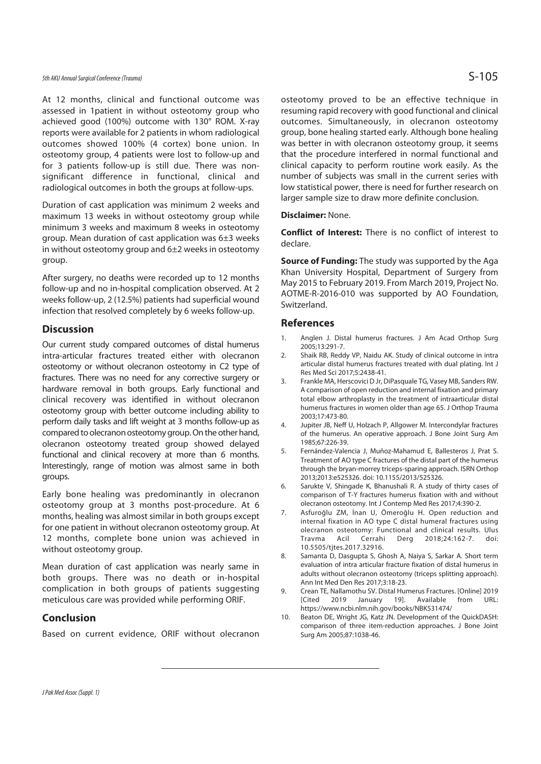At 12 months, clinical and functional outcome was assessed in 1patient in without osteotomy group who achieved good (100%) outcome with 130° ROM. X-ray reports were available for 2 patients in whom radiological outcomes showed 100% (4 cortex) bone union. In osteotomy group, 4 patients were lost to follow-up and for 3 patients follow-up is still due. There was non-significant difference in functional, clinical and radiological outcomes in both the groups at follow-ups.

Duration of cast application was minimum 2 weeks and maximum 13 weeks in without osteotomy group while minimum 3 weeks and maximum 8 weeks in osteotomy group. Mean duration of cast application was 6±3 weeks in without osteotomy group and 6±2 weeks in osteotomy group.

After surgery, no deaths were recorded up to 12 months follow-up and no in-hospital complication observed. At 2 weeks follow-up, 2 (12.5%) patients had superficial wound infection that resolved completely by 6 weeks follow-up.

## Discussion

Our current study compared outcomes of distal humerus intra-articular fractures treated either with olecranon osteotomy or without olecranon osteotomy in C2 type of fractures. There was no need for any corrective surgery or hardware removal in both groups. Early functional and clinical recovery was identified in without olecranon osteotomy group with better outcome including ability to perform daily tasks and lift weight at 3 months follow-up as compared to olecranon osteotomy group. On the other hand, olecranon osteotomy treated group showed delayed functional and clinical recovery at more than 6 months. Interestingly, range of motion was almost same in both groups.

Early bone healing was predominantly in olecranon osteotomy group at 3 months post-procedure. At 6 months, healing was almost similar in both groups except for one patient in without olecranon osteotomy group. At 12 months, complete bone union was achieved in without osteotomy group.

Mean duration of cast application was nearly same in both groups. There was no death or in-hospital complication in both groups of patients suggesting meticulous care was provided while performing ORIF.

## Conclusion

Based on current evidence, ORIF without olecranon osteotomy proved to be an effective technique in resuming rapid recovery with good functional and clinical outcomes. Simultaneously, in olecranon osteotomy group, bone healing started early. Although bone healing was better in with olecranon osteotomy group, it seems that the procedure interfered in normal functional and clinical capacity to perform routine work easily. As the number of subjects was small in the current series with low statistical power, there is need for further research on larger sample size to draw more definite conclusion.

**Disclaimer:** None.

**Conflict of Interest:** There is no conflict of interest to declare.

**Source of Funding:** The study was supported by the Aga Khan University Hospital, Department of Surgery from May 2015 to February 2019. From March 2019, Project No. AOTME-R-2016-010 was supported by AO Foundation, Switzerland.

## References

1. Anglen J. Distal humerus fractures. J Am Acad Orthop Surg 2005;13:291-7.
2. Shaik RB, Reddy VP, Naidu AK. Study of clinical outcome in intra articular distal humerus fractures treated with dual plating. Int J Res Med Sci 2017;5:2438-41.
3. Frankle MA, Herscovici D Jr, DiPasquale TG, Vasey MB, Sanders RW. A comparison of open reduction and internal fixation and primary total elbow arthroplasty in the treatment of intraarticular distal humerus fractures in women older than age 65. J Orthop Trauma 2003;17:473-80.
4. Jupiter JB, Neff U, Holzach P, Allgower M. Intercondylar fractures of the humerus. An operative approach. J Bone Joint Surg Am 1985;67:226-39.
5. Fernández-Valencia J, Muñoz-Mahamud E, Ballesteros J, Prat S. Treatment of AO type C fractures of the distal part of the humerus through the bryan-morrey triceps-sparing approach. ISRN Orthop 2013;2013:e525326. doi: 10.1155/2013/525326.
6. Sarukte V, Shingade K, Bhanushali R. A study of thirty cases of comparison of T-Y fractures humerus fixation with and without olecranon osteotomy. Int J Contemp Med Res 2017;4:390-2.
7. Asfuroğlu ZM, İnan U, Ömeroğlu H. Open reduction and internal fixation in AO type C distal humeral fractures using olecranon osteotomy: Functional and clinical results. Ulus Travma Acil Cerrahi Derg 2018;24:162-7. doi: 10.5505/tjtes.2017.32916.
8. Samanta D, Dasgupta S, Ghosh A, Naiya S, Sarkar A. Short term evaluation of intra articular fracture fixation of distal humerus in adults without olecranon osteotomy (triceps splitting approach). Ann Int Med Den Res 2017;3:18-23.
9. Crean TE, Nallamothu SV. Distal Humerus Fractures. [Online] 2019 [Cited 2019 January 19]. Available from URL: https://www.ncbi.nlm.nih.gov/books/NBK531474/
10. Beaton DE, Wright JG, Katz JN. Development of the QuickDASH: comparison of three item-reduction approaches. J Bone Joint Surg Am 2005;87:1038-46.